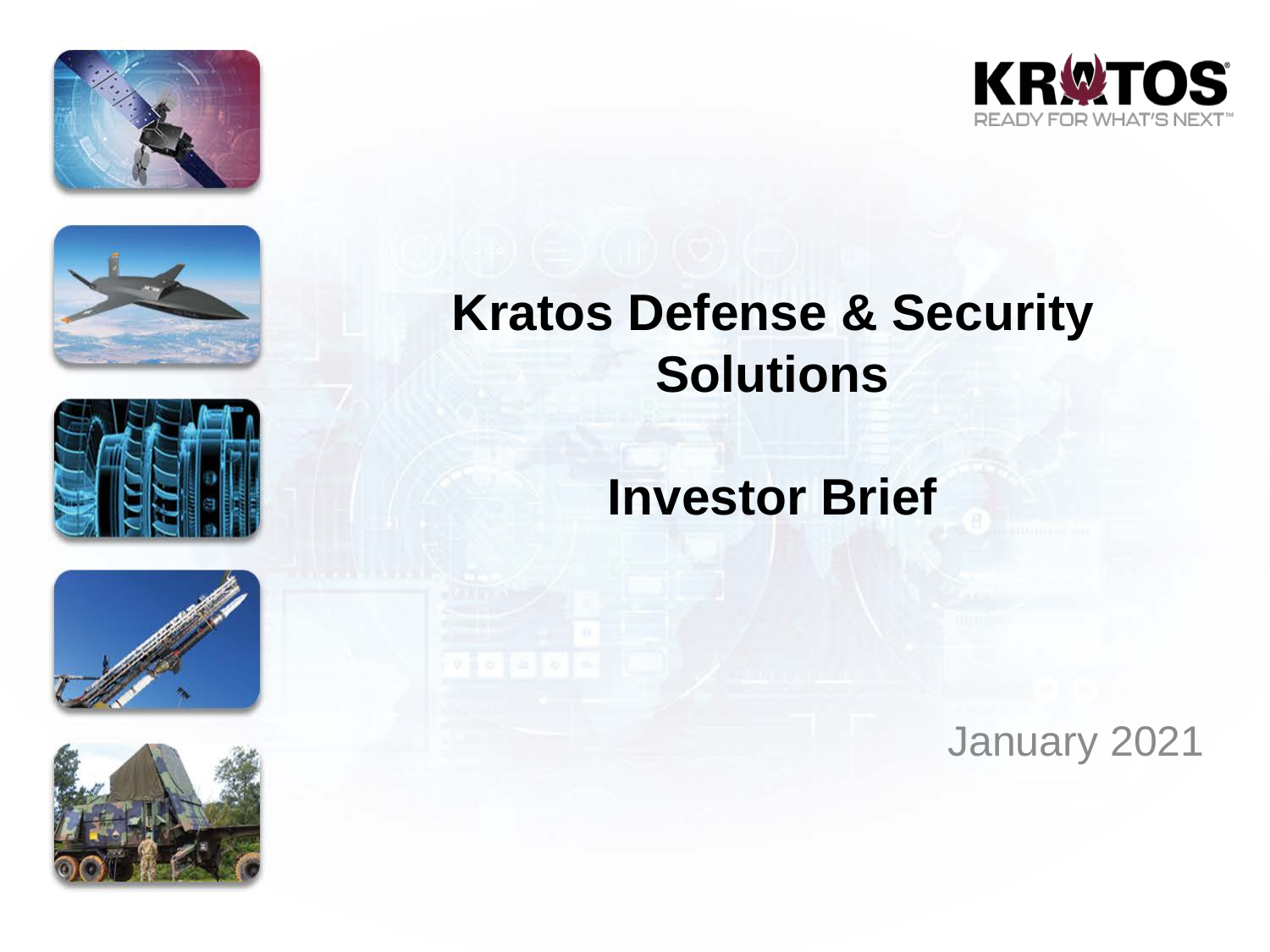KRATOS

READY FOR WHAT'S NEXT™

# Kratos Defense & Security Solutions

## Investor Brief

January 2021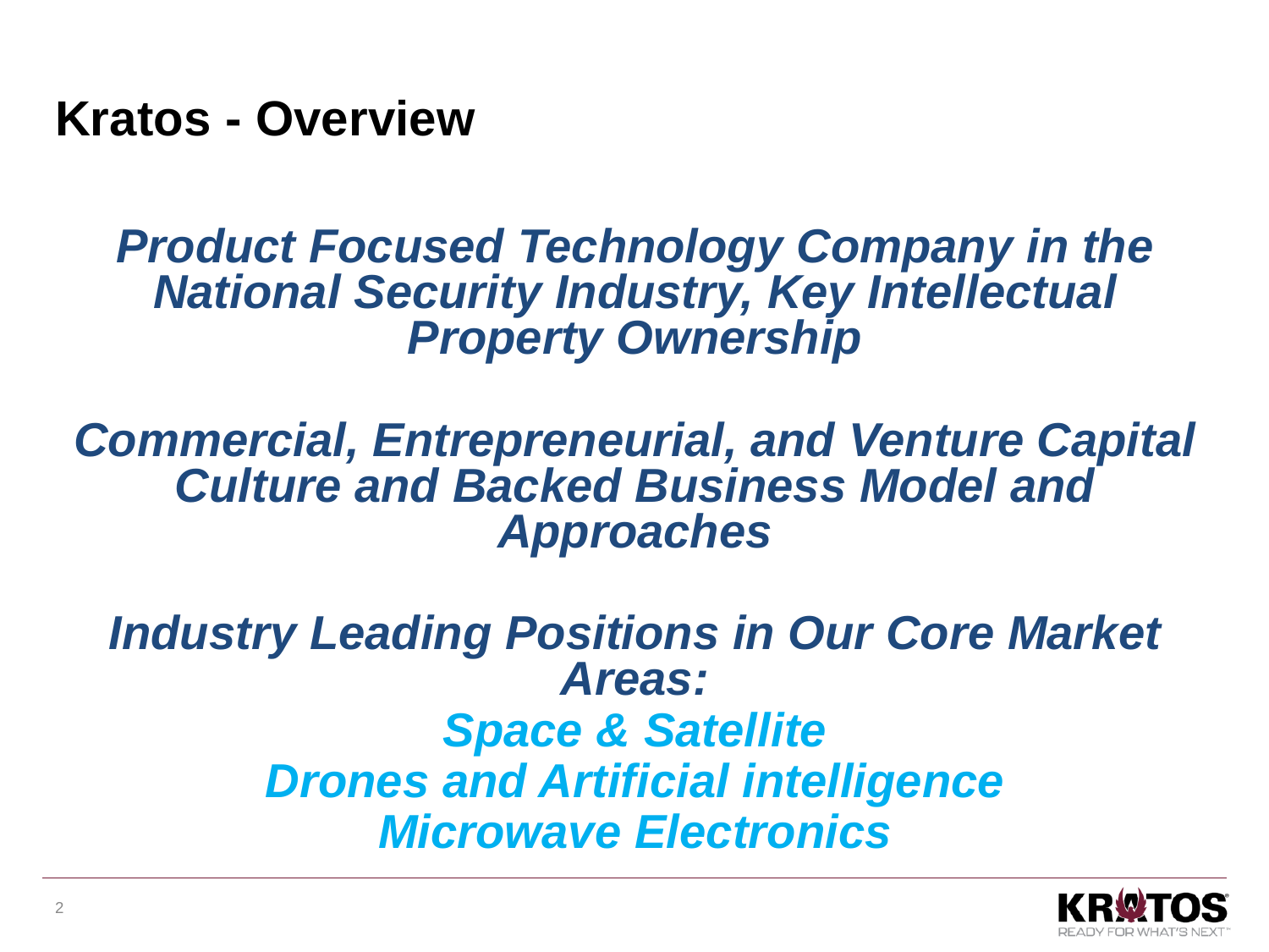# Kratos - Overview

***Product Focused Technology Company in the National Security Industry, Key Intellectual Property Ownership***

***Commercial, Entrepreneurial, and Venture Capital Culture and Backed Business Model and Approaches***

***Industry Leading Positions in Our Core Market Areas:***

***Space & Satellite***
***Drones and Artificial intelligence***
***Microwave Electronics***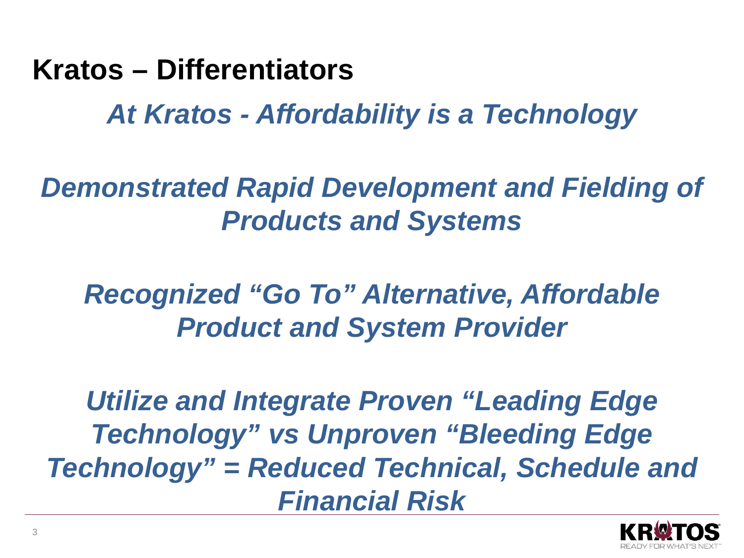# Kratos – Differentiators

***At Kratos - Affordability is a Technology***

***Demonstrated Rapid Development and Fielding of Products and Systems***

***Recognized “Go To” Alternative, Affordable Product and System Provider***

***Utilize and Integrate Proven “Leading Edge Technology” vs Unproven “Bleeding Edge Technology” = Reduced Technical, Schedule and Financial Risk***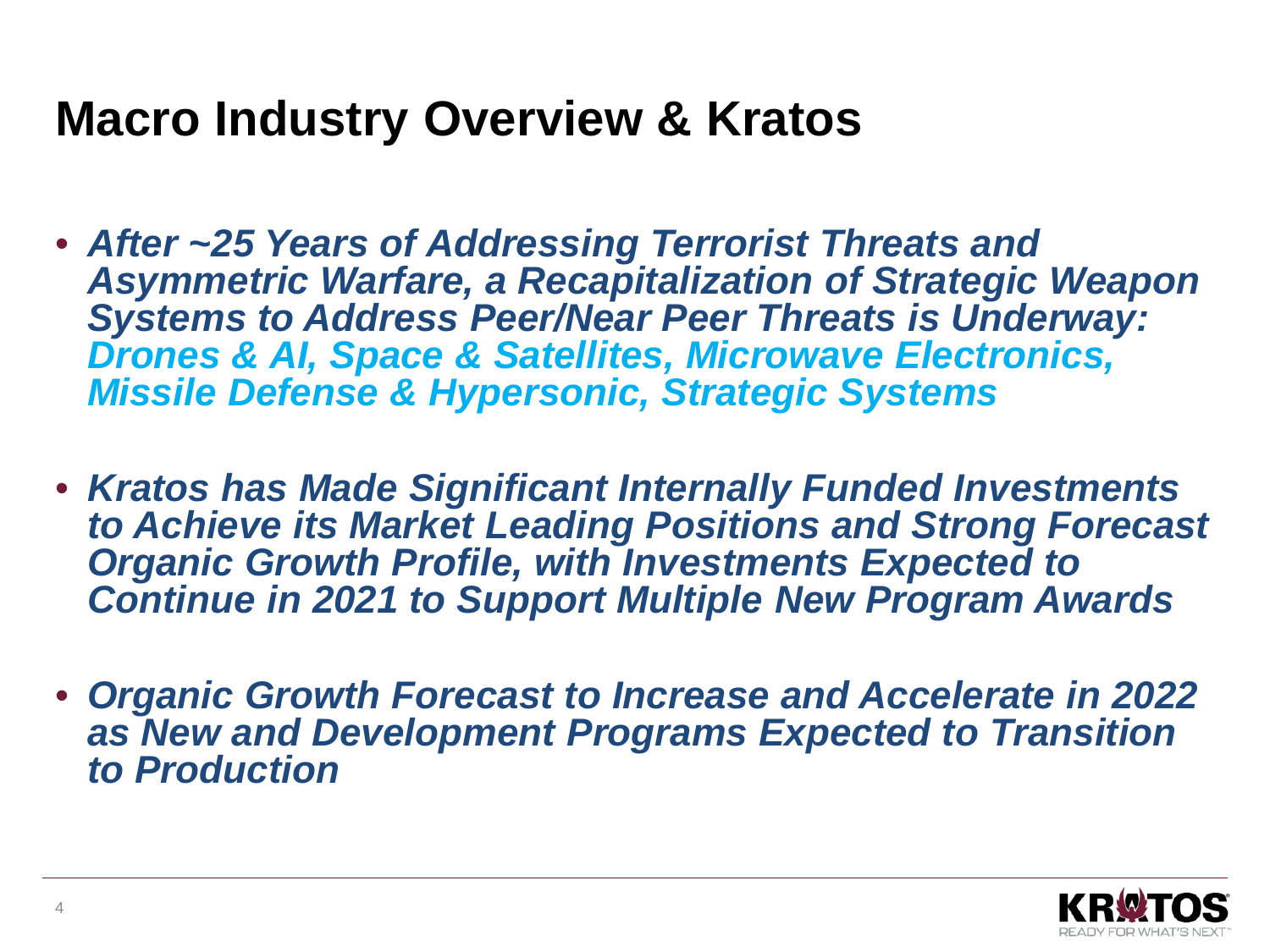# Macro Industry Overview & Kratos

- ***After ~25 Years of Addressing Terrorist Threats and Asymmetric Warfare, a Recapitalization of Strategic Weapon Systems to Address Peer/Near Peer Threats is Underway: Drones & AI, Space & Satellites, Microwave Electronics, Missile Defense & Hypersonic, Strategic Systems***

- ***Kratos has Made Significant Internally Funded Investments to Achieve its Market Leading Positions and Strong Forecast Organic Growth Profile, with Investments Expected to Continue in 2021 to Support Multiple New Program Awards***

- ***Organic Growth Forecast to Increase and Accelerate in 2022 as New and Development Programs Expected to Transition to Production***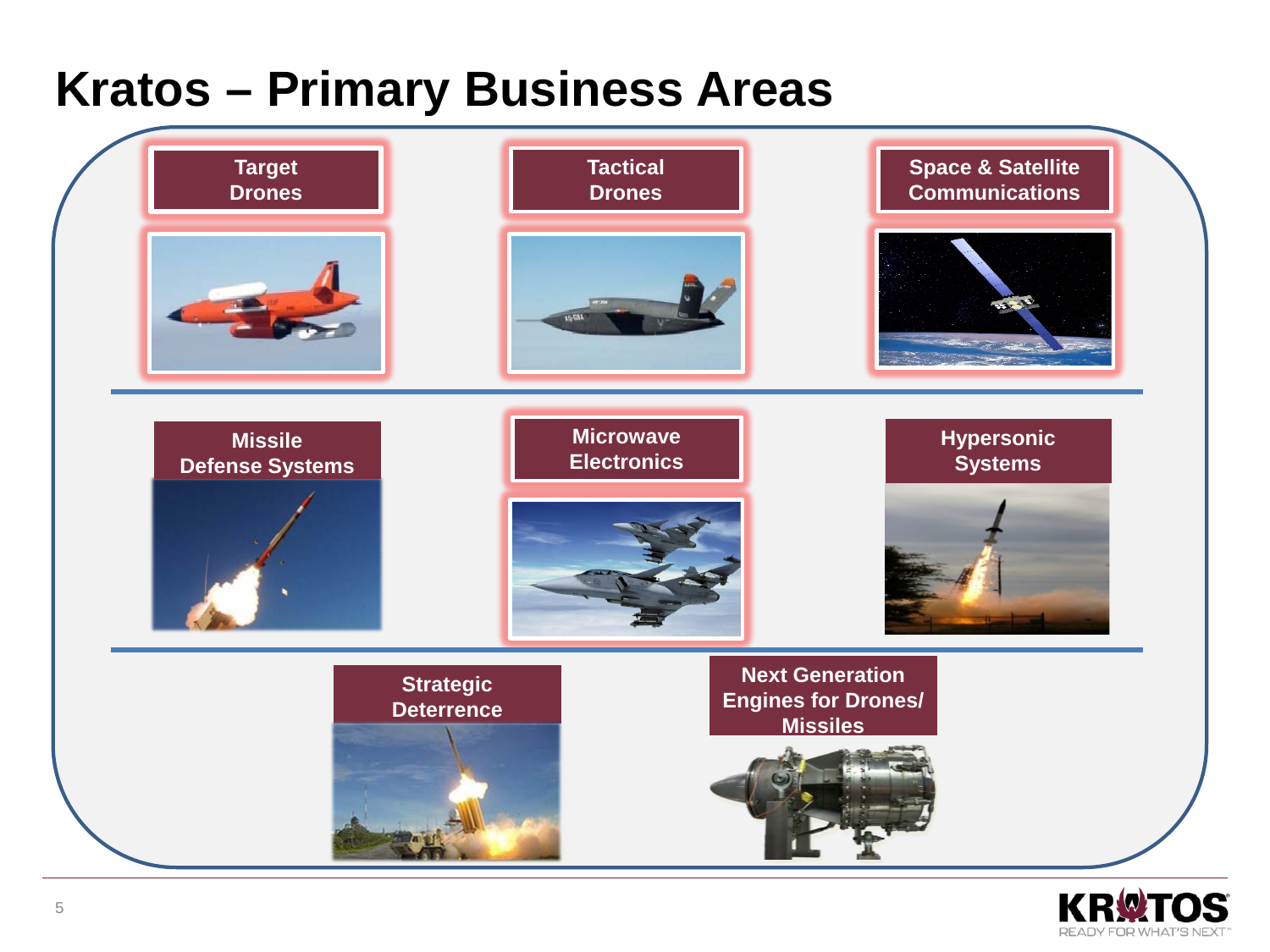# Kratos – Primary Business Areas

- Target Drones
- Tactical Drones
- Space & Satellite Communications
- Missile Defense Systems
- Microwave Electronics
- Hypersonic Systems
- Strategic Deterrence
- Next Generation Engines for Drones/ Missiles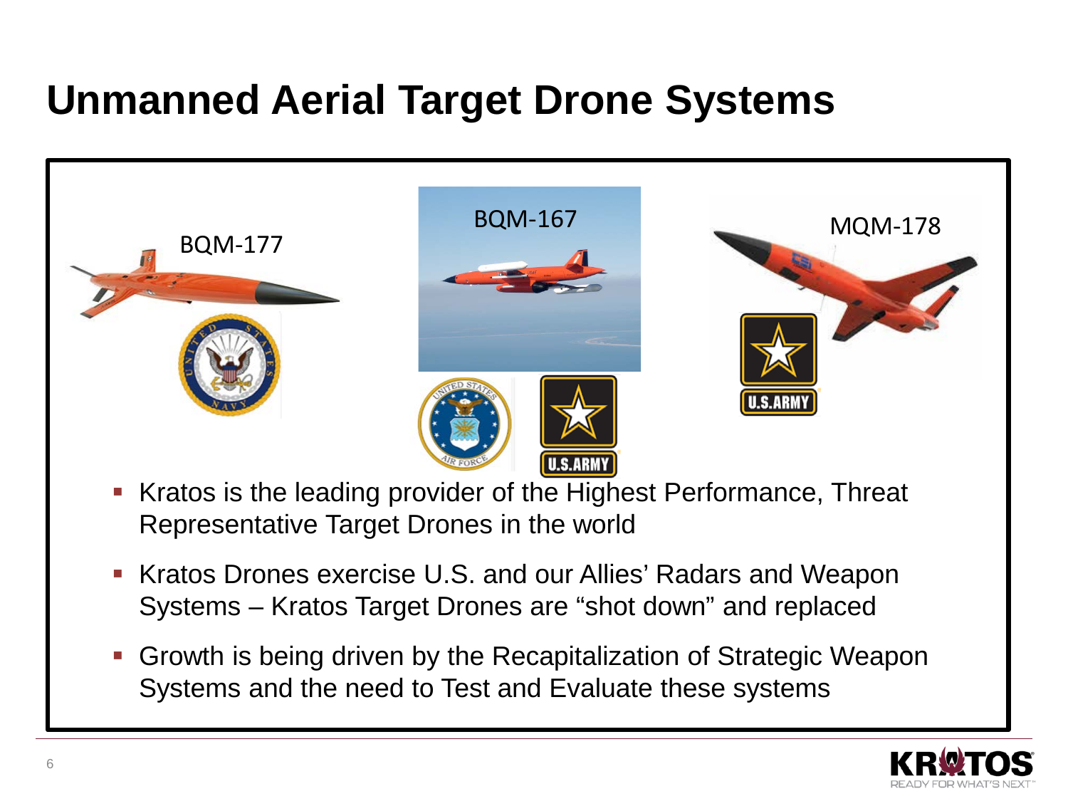# Unmanned Aerial Target Drone Systems

BQM-177

BQM-167

MQM-178

- Kratos is the leading provider of the Highest Performance, Threat Representative Target Drones in the world
- Kratos Drones exercise U.S. and our Allies' Radars and Weapon Systems – Kratos Target Drones are "shot down" and replaced
- Growth is being driven by the Recapitalization of Strategic Weapon Systems and the need to Test and Evaluate these systems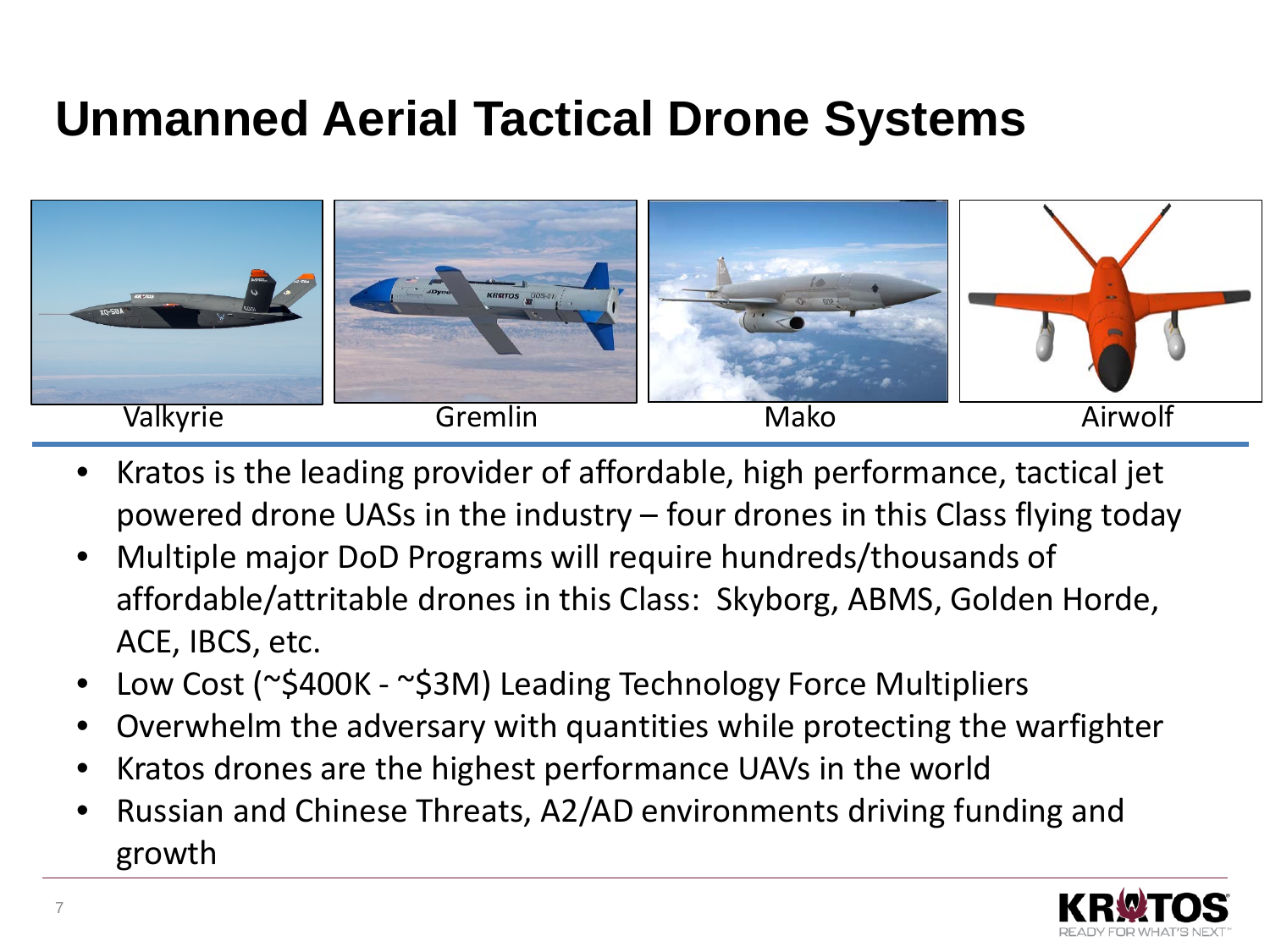# Unmanned Aerial Tactical Drone Systems

Valkyrie | Gremlin | Mako | Airwolf

- Kratos is the leading provider of affordable, high performance, tactical jet powered drone UASs in the industry – four drones in this Class flying today
- Multiple major DoD Programs will require hundreds/thousands of affordable/attritable drones in this Class: Skyborg, ABMS, Golden Horde, ACE, IBCS, etc.
- Low Cost (~$400K - ~$3M) Leading Technology Force Multipliers
- Overwhelm the adversary with quantities while protecting the warfighter
- Kratos drones are the highest performance UAVs in the world
- Russian and Chinese Threats, A2/AD environments driving funding and growth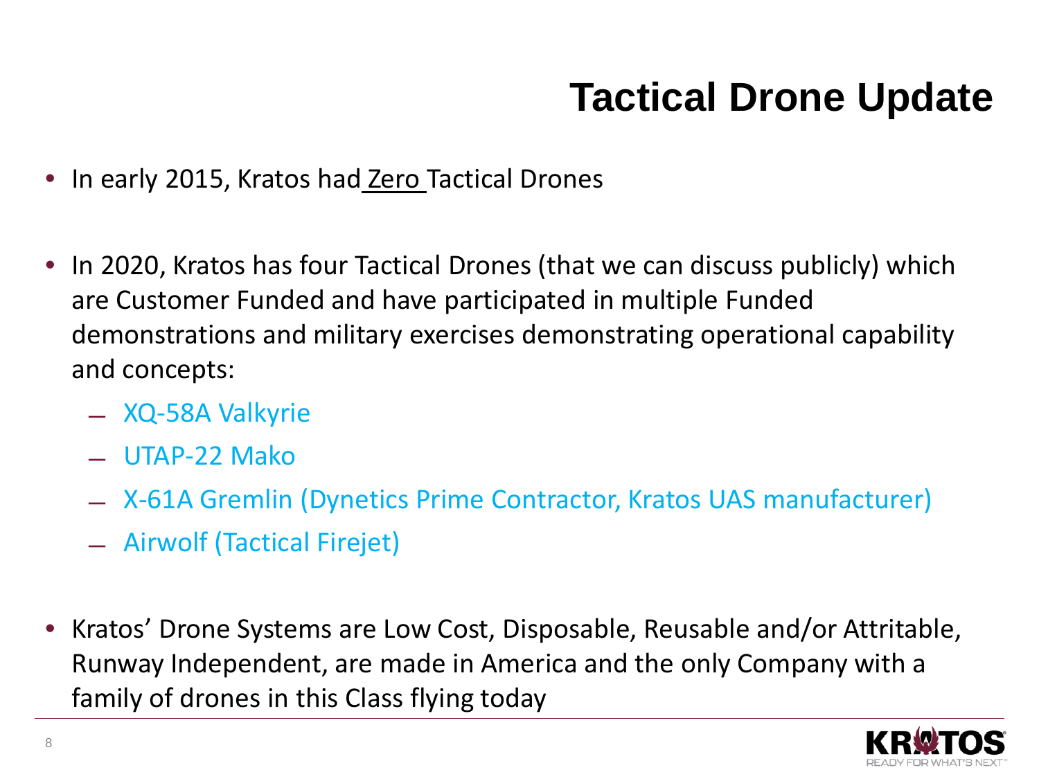# Tactical Drone Update

- In early 2015, Kratos had <u>Zero</u> Tactical Drones

- In 2020, Kratos has four Tactical Drones (that we can discuss publicly) which are Customer Funded and have participated in multiple Funded demonstrations and military exercises demonstrating operational capability and concepts:
  - XQ-58A Valkyrie
  - UTAP-22 Mako
  - X-61A Gremlin (Dynetics Prime Contractor, Kratos UAS manufacturer)
  - Airwolf (Tactical Firejet)

- Kratos' Drone Systems are Low Cost, Disposable, Reusable and/or Attritable, Runway Independent, are made in America and the only Company with a family of drones in this Class flying today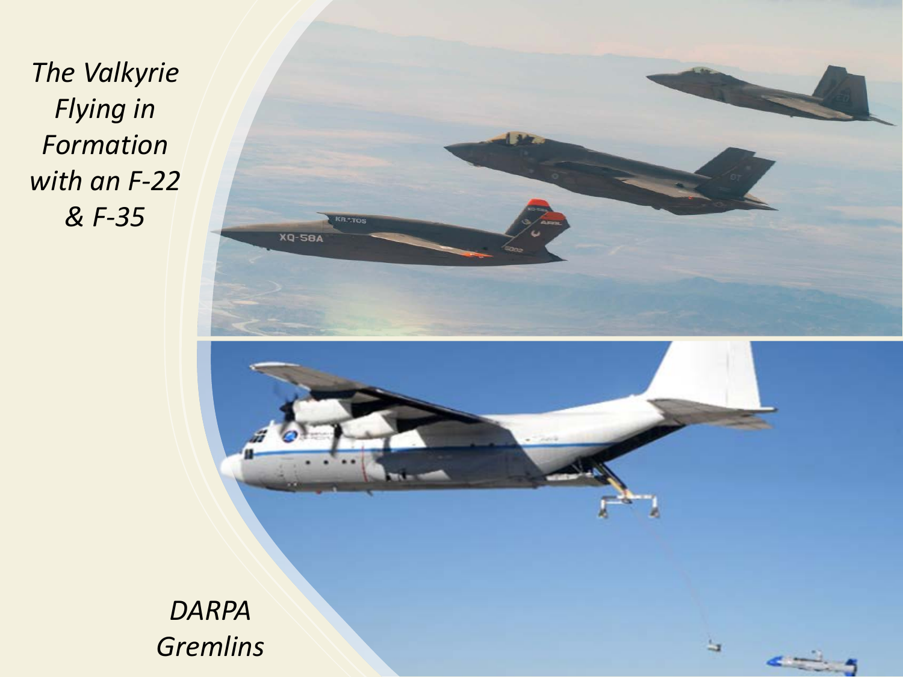*The Valkyrie Flying in Formation with an F-22 & F-35*

*DARPA Gremlins*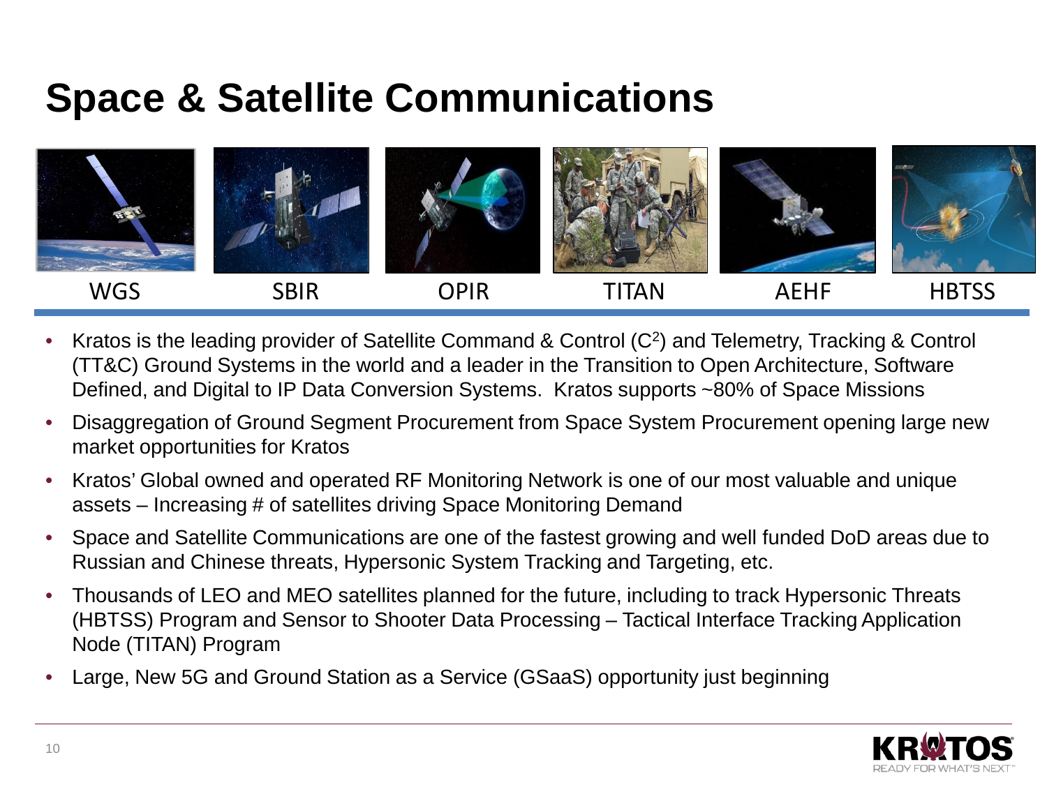# Space & Satellite Communications

WGS | SBIR | OPIR | TITAN | AEHF | HBTSS

- Kratos is the leading provider of Satellite Command & Control ($C^2$) and Telemetry, Tracking & Control (TT&C) Ground Systems in the world and a leader in the Transition to Open Architecture, Software Defined, and Digital to IP Data Conversion Systems. Kratos supports ~80% of Space Missions
- Disaggregation of Ground Segment Procurement from Space System Procurement opening large new market opportunities for Kratos
- Kratos' Global owned and operated RF Monitoring Network is one of our most valuable and unique assets – Increasing # of satellites driving Space Monitoring Demand
- Space and Satellite Communications are one of the fastest growing and well funded DoD areas due to Russian and Chinese threats, Hypersonic System Tracking and Targeting, etc.
- Thousands of LEO and MEO satellites planned for the future, including to track Hypersonic Threats (HBTSS) Program and Sensor to Shooter Data Processing – Tactical Interface Tracking Application Node (TITAN) Program
- Large, New 5G and Ground Station as a Service (GSaaS) opportunity just beginning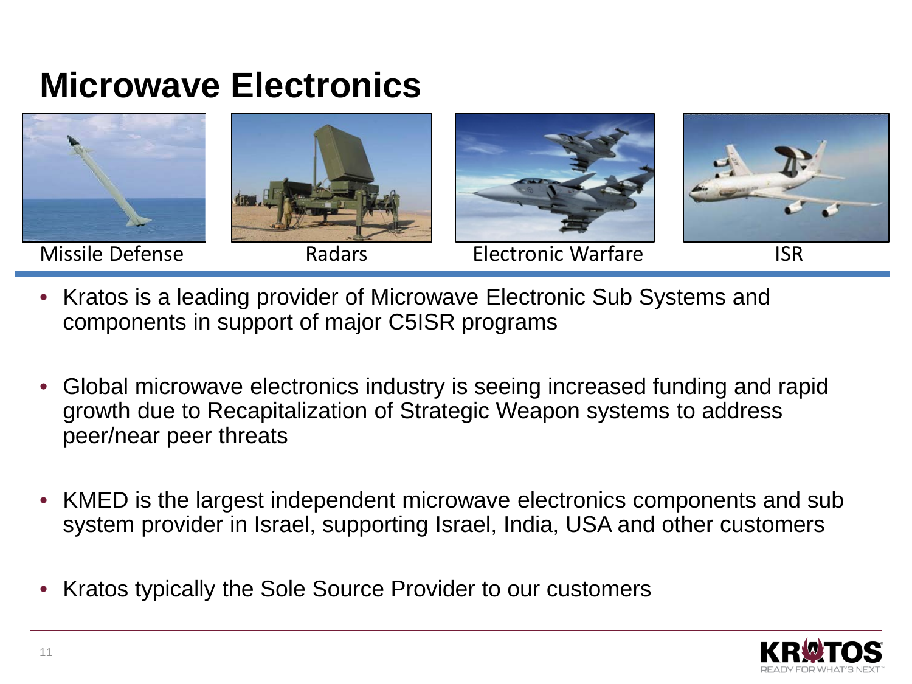# Microwave Electronics

Missile Defense | Radars | Electronic Warfare | ISR

- Kratos is a leading provider of Microwave Electronic Sub Systems and components in support of major C5ISR programs
- Global microwave electronics industry is seeing increased funding and rapid growth due to Recapitalization of Strategic Weapon systems to address peer/near peer threats
- KMED is the largest independent microwave electronics components and sub system provider in Israel, supporting Israel, India, USA and other customers
- Kratos typically the Sole Source Provider to our customers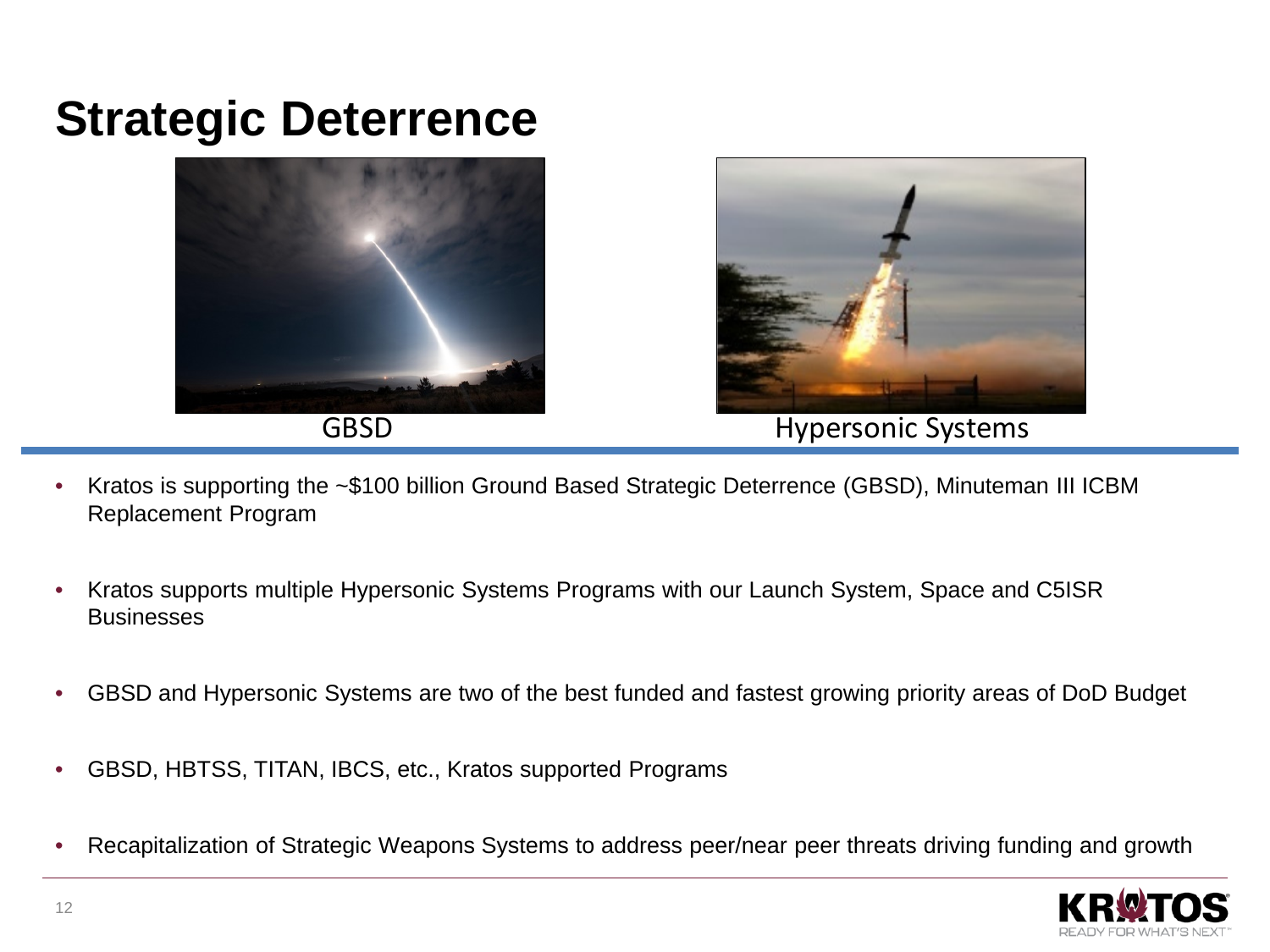# Strategic Deterrence

GBSD

Hypersonic Systems

- Kratos is supporting the ~$100 billion Ground Based Strategic Deterrence (GBSD), Minuteman III ICBM Replacement Program
- Kratos supports multiple Hypersonic Systems Programs with our Launch System, Space and C5ISR Businesses
- GBSD and Hypersonic Systems are two of the best funded and fastest growing priority areas of DoD Budget
- GBSD, HBTSS, TITAN, IBCS, etc., Kratos supported Programs
- Recapitalization of Strategic Weapons Systems to address peer/near peer threats driving funding and growth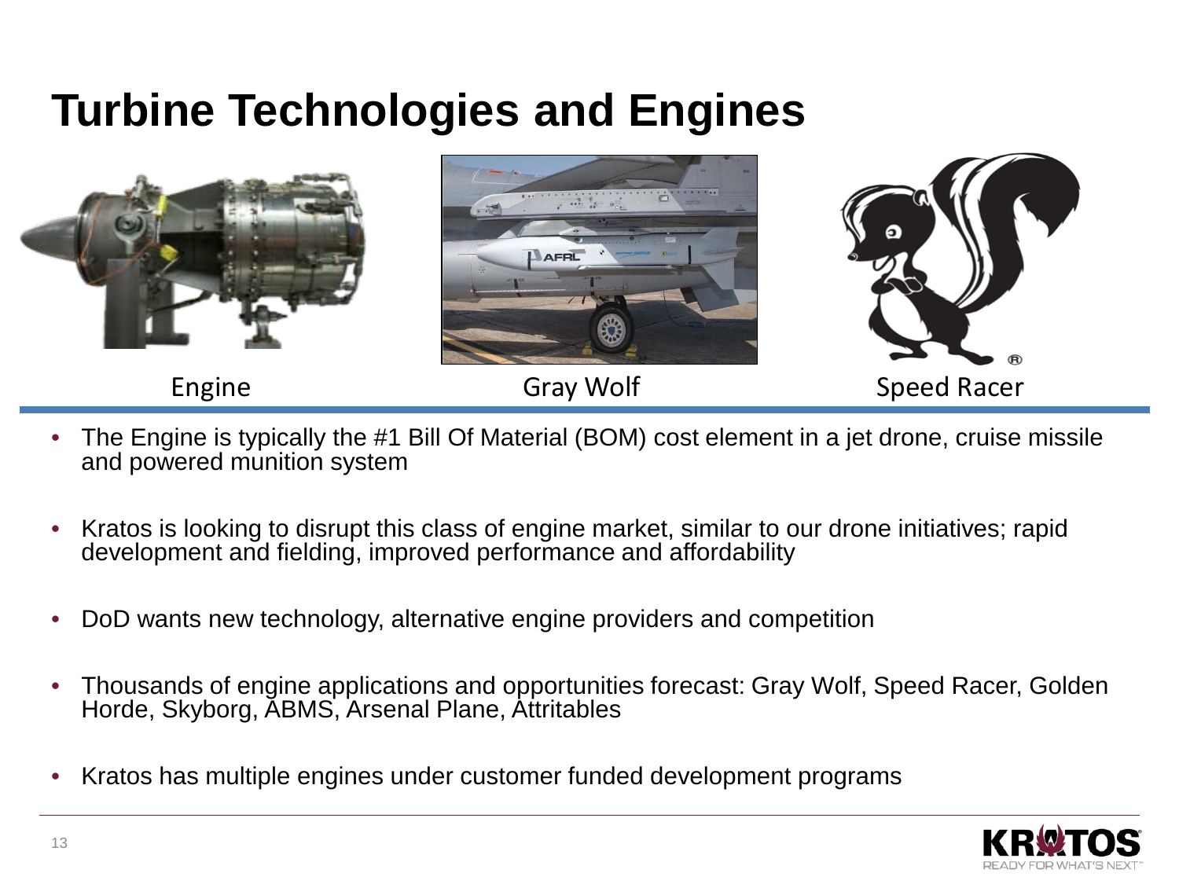# Turbine Technologies and Engines

Engine

Gray Wolf

Speed Racer

- The Engine is typically the #1 Bill Of Material (BOM) cost element in a jet drone, cruise missile and powered munition system
- Kratos is looking to disrupt this class of engine market, similar to our drone initiatives; rapid development and fielding, improved performance and affordability
- DoD wants new technology, alternative engine providers and competition
- Thousands of engine applications and opportunities forecast: Gray Wolf, Speed Racer, Golden Horde, Skyborg, ABMS, Arsenal Plane, Attritables
- Kratos has multiple engines under customer funded development programs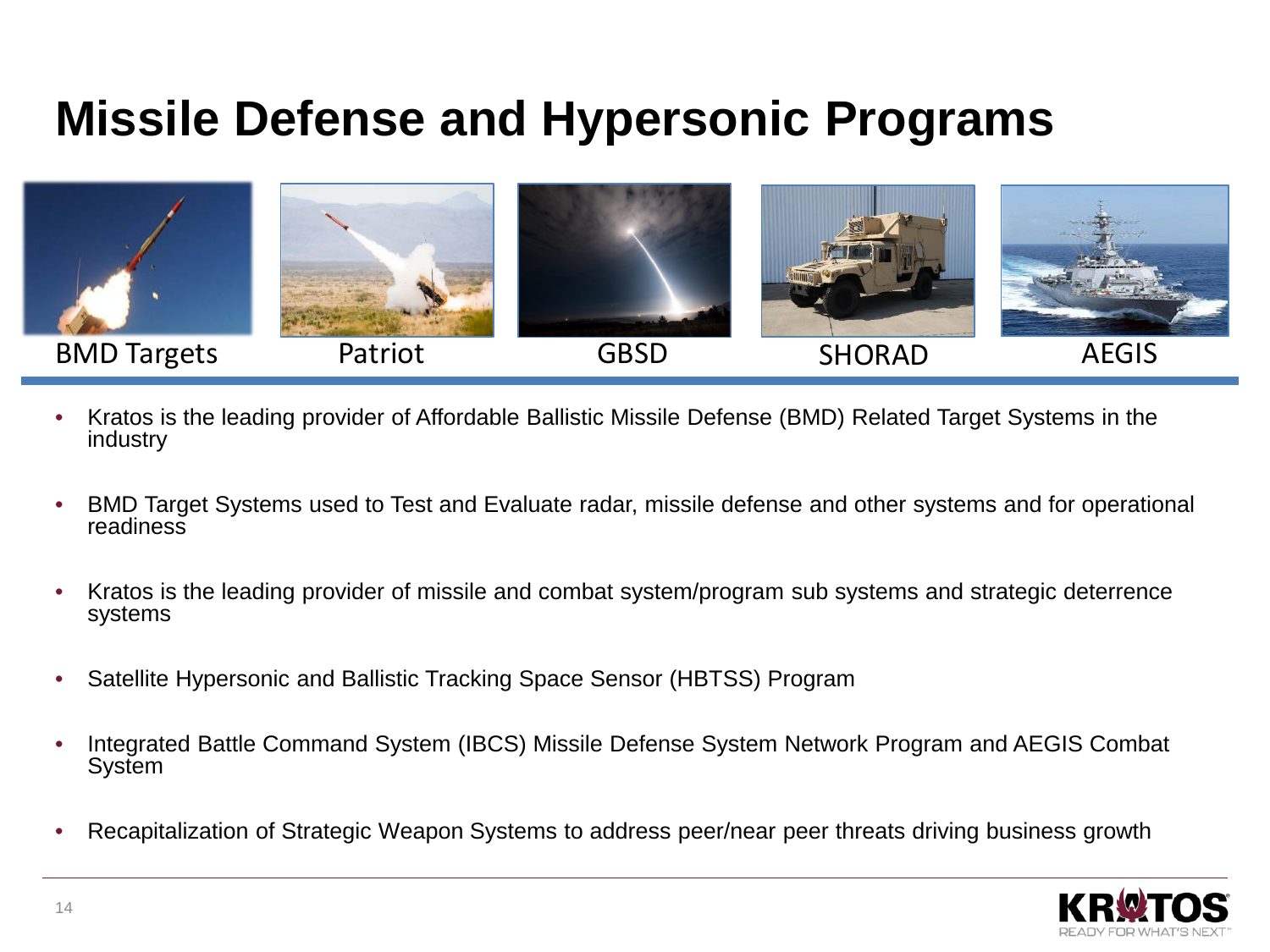# Missile Defense and Hypersonic Programs

BMD Targets | Patriot | GBSD | SHORAD | AEGIS

- Kratos is the leading provider of Affordable Ballistic Missile Defense (BMD) Related Target Systems in the industry
- BMD Target Systems used to Test and Evaluate radar, missile defense and other systems and for operational readiness
- Kratos is the leading provider of missile and combat system/program sub systems and strategic deterrence systems
- Satellite Hypersonic and Ballistic Tracking Space Sensor (HBTSS) Program
- Integrated Battle Command System (IBCS) Missile Defense System Network Program and AEGIS Combat System
- Recapitalization of Strategic Weapon Systems to address peer/near peer threats driving business growth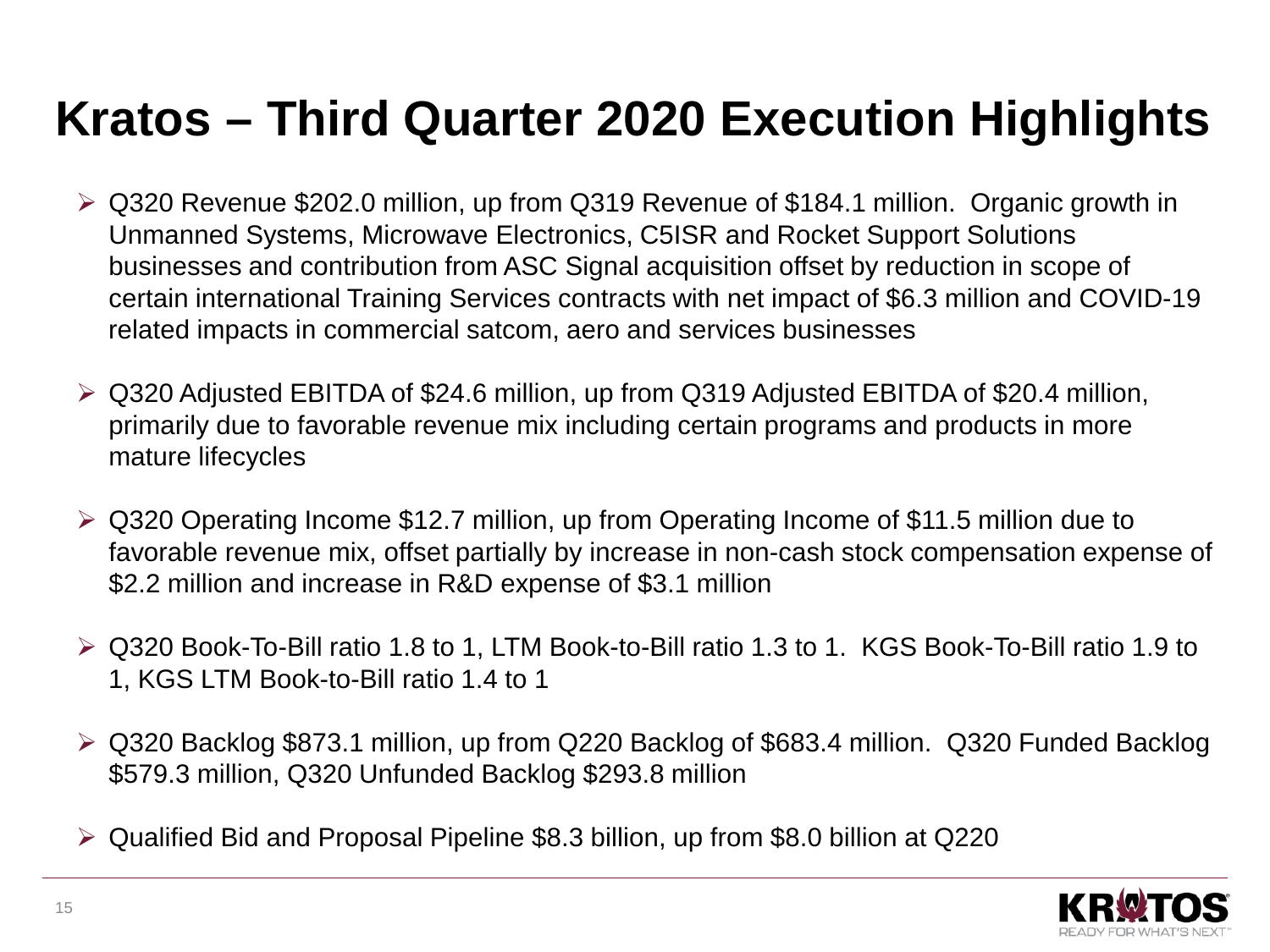# Kratos – Third Quarter 2020 Execution Highlights

- Q320 Revenue $202.0 million, up from Q319 Revenue of $184.1 million. Organic growth in Unmanned Systems, Microwave Electronics, C5ISR and Rocket Support Solutions businesses and contribution from ASC Signal acquisition offset by reduction in scope of certain international Training Services contracts with net impact of $6.3 million and COVID-19 related impacts in commercial satcom, aero and services businesses

- Q320 Adjusted EBITDA of $24.6 million, up from Q319 Adjusted EBITDA of $20.4 million, primarily due to favorable revenue mix including certain programs and products in more mature lifecycles

- Q320 Operating Income $12.7 million, up from Operating Income of $11.5 million due to favorable revenue mix, offset partially by increase in non-cash stock compensation expense of $2.2 million and increase in R&D expense of $3.1 million

- Q320 Book-To-Bill ratio 1.8 to 1, LTM Book-to-Bill ratio 1.3 to 1. KGS Book-To-Bill ratio 1.9 to 1, KGS LTM Book-to-Bill ratio 1.4 to 1

- Q320 Backlog $873.1 million, up from Q220 Backlog of $683.4 million. Q320 Funded Backlog $579.3 million, Q320 Unfunded Backlog $293.8 million

- Qualified Bid and Proposal Pipeline $8.3 billion, up from $8.0 billion at Q220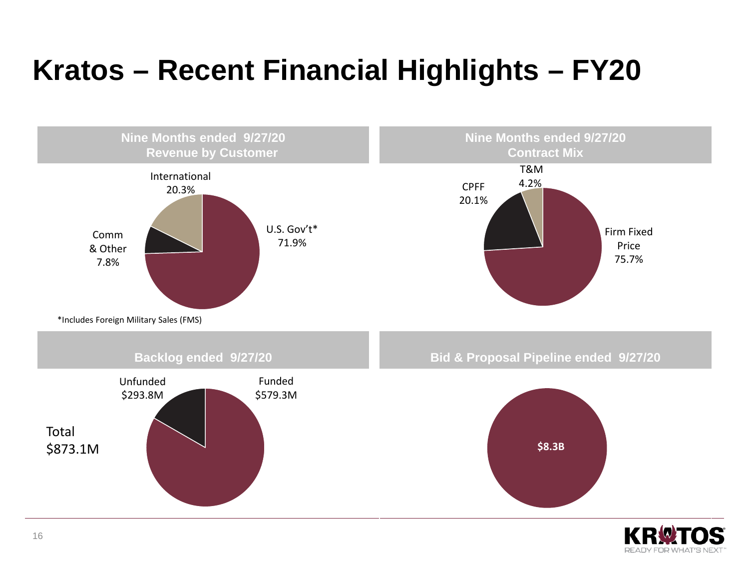# Kratos – Recent Financial Highlights – FY20

## Nine Months ended 9/27/20 Revenue by Customer

International 20.3%

Comm & Other 7.8%

U.S. Gov't* 71.9%

*Includes Foreign Military Sales (FMS)

## Nine Months ended 9/27/20 Contract Mix

T&M 4.2%

CPFF 20.1%

Firm Fixed Price 75.7%

## Backlog ended 9/27/20

Unfunded $293.8M

Funded $579.3M

Total $873.1M

## Bid & Proposal Pipeline ended 9/27/20

**$8.3B**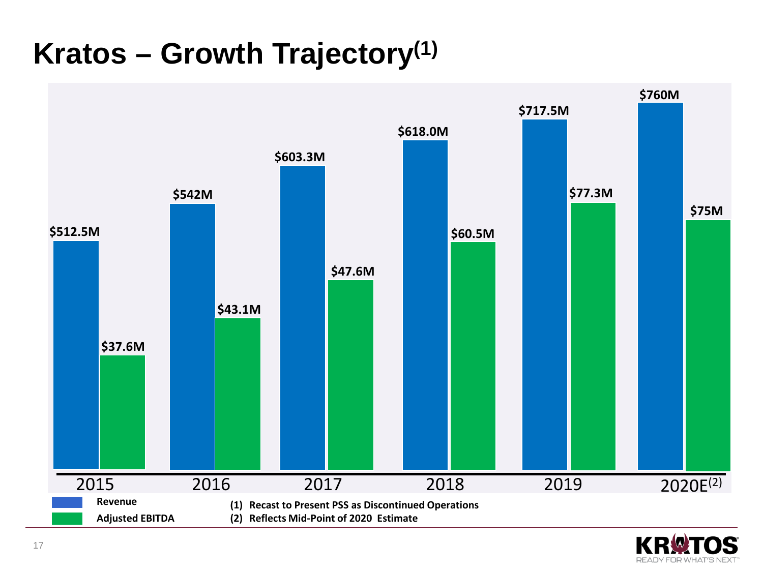# Kratos – Growth Trajectory[1]

| Year | Revenue | Adjusted EBITDA |
|---|---|---|
| 2015 | $512.5M | $37.6M |
| 2016 | $542M | $43.1M |
| 2017 | $603.3M | $47.6M |
| 2018 | $618.0M | $60.5M |
| 2019 | $717.5M | $77.3M |
| 2020E[2] | $760M | $75M |

(1) Recast to Present PSS as Discontinued Operations
(2) Reflects Mid-Point of 2020 Estimate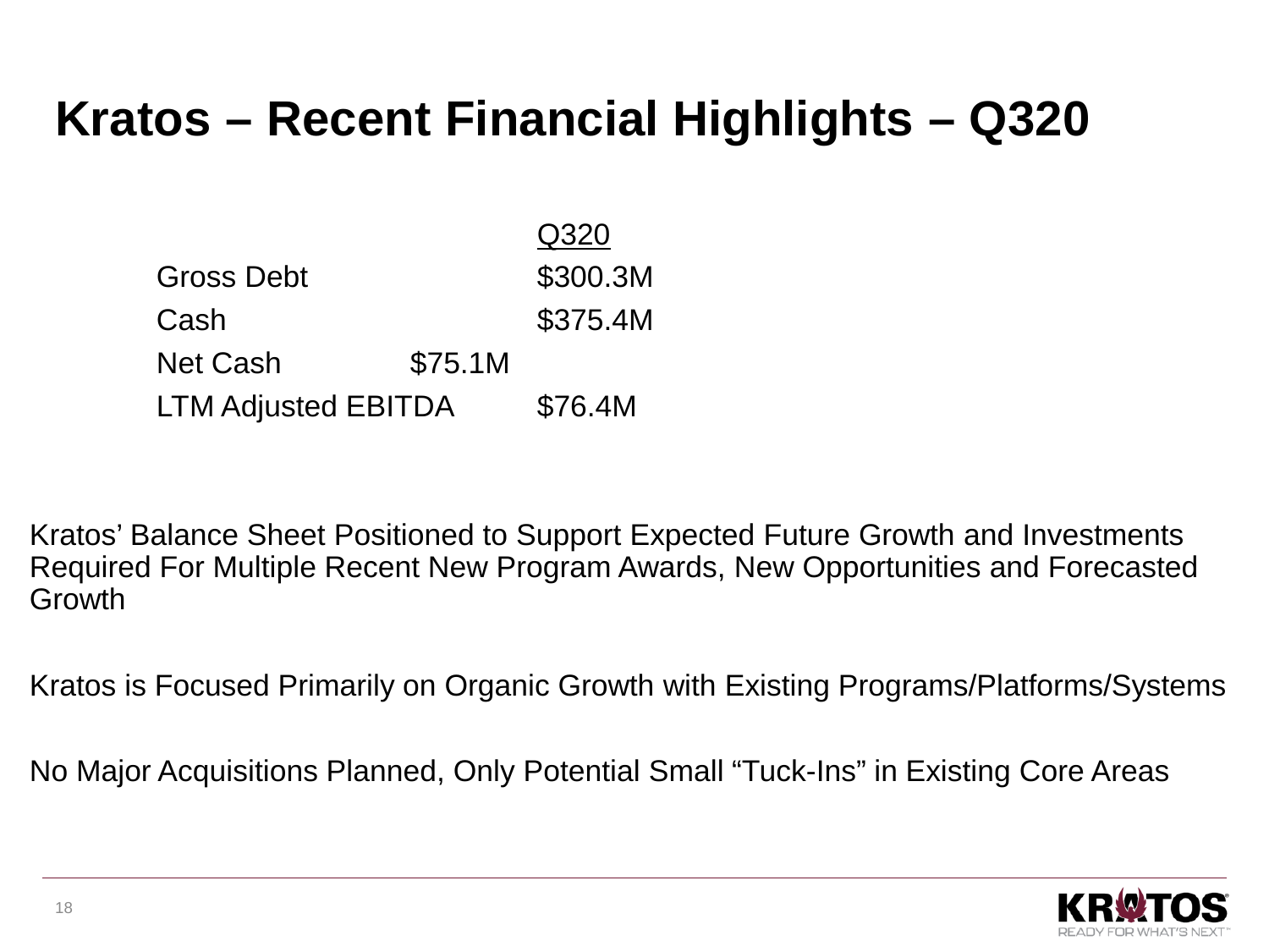# Kratos – Recent Financial Highlights – Q320

| | Q320 |
|---|---|
| Gross Debt | $300.3M |
| Cash | $375.4M |
| Net Cash | $75.1M |
| LTM Adjusted EBITDA | $76.4M |

Kratos' Balance Sheet Positioned to Support Expected Future Growth and Investments Required For Multiple Recent New Program Awards, New Opportunities and Forecasted Growth

Kratos is Focused Primarily on Organic Growth with Existing Programs/Platforms/Systems

No Major Acquisitions Planned, Only Potential Small "Tuck-Ins" in Existing Core Areas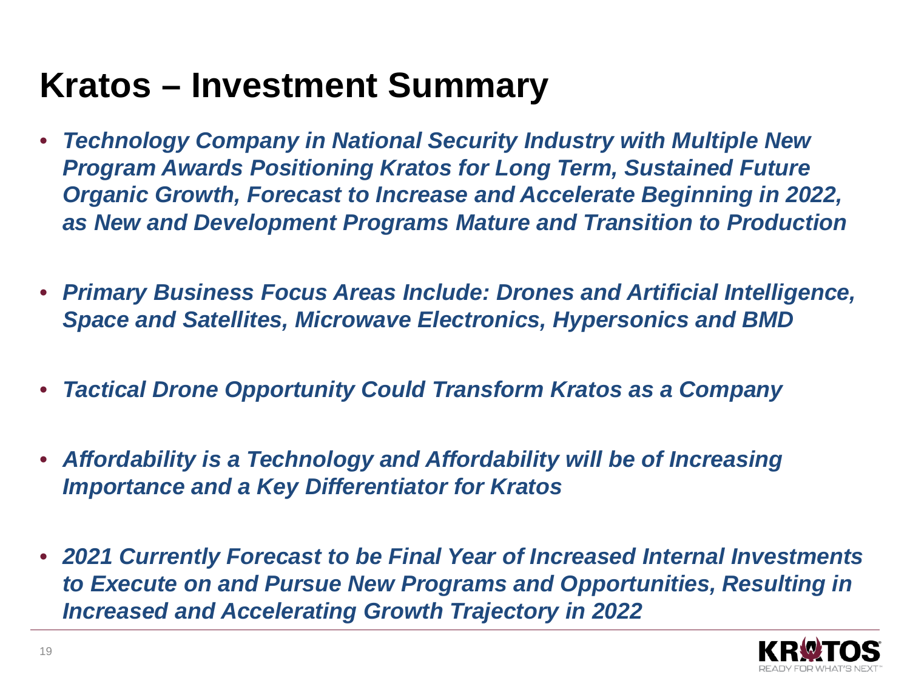# Kratos – Investment Summary

- ***Technology Company in National Security Industry with Multiple New Program Awards Positioning Kratos for Long Term, Sustained Future Organic Growth, Forecast to Increase and Accelerate Beginning in 2022, as New and Development Programs Mature and Transition to Production***

- ***Primary Business Focus Areas Include: Drones and Artificial Intelligence, Space and Satellites, Microwave Electronics, Hypersonics and BMD***

- ***Tactical Drone Opportunity Could Transform Kratos as a Company***

- ***Affordability is a Technology and Affordability will be of Increasing Importance and a Key Differentiator for Kratos***

- ***2021 Currently Forecast to be Final Year of Increased Internal Investments to Execute on and Pursue New Programs and Opportunities, Resulting in Increased and Accelerating Growth Trajectory in 2022***